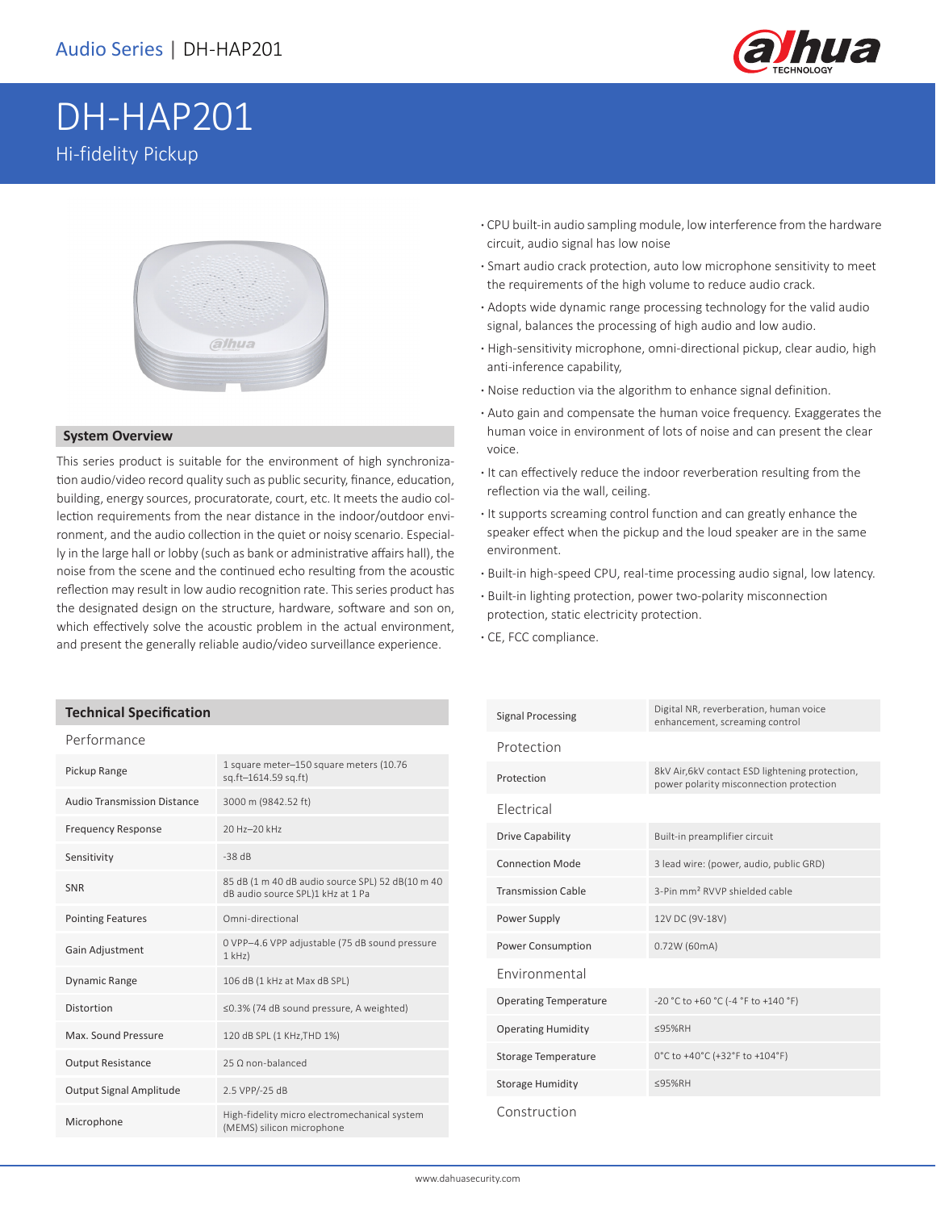# DH-HAP201

Hi-fidelity Pickup

## System Overview

This series product is suitable for the environment of high synchronization audio/video record quality such as public security, finance, education, building, energy sources, procuratorate, court, etc. It meets the audio collection requirements from the near distance in the indoor/outdoor environment, and the audio collection in the quiet or noisy scenario. Especially in the large hall or lobby (such as bank or administrative affairs hall), the noise from the scene and the continued echo resulting from the acoustic reflection may result in low audio recognition rate. This series product has the designated design on the structure, hardware, software and son on, which effectively solve the acoustic problem in the actual environment, and present the generally reliable audio/video surveillance experience.

- CPU built-in audio sampling module, low interference from the hardware circuit, audio signal has low noise
- Smart audio crack protection, auto low microphone sensitivity to meet the requirements of the high volume to reduce audio crack.
- Adopts wide dynamic range processing technology for the valid audio signal, balances the processing of high audio and low audio.
- High-sensitivity microphone, omni-directional pickup, clear audio, high anti-inference capability,
- Noise reduction via the algorithm to enhance signal definition.
- Auto gain and compensate the human voice frequency. Exaggerates the human voice in environment of lots of noise and can present the clear voice.
- It can effectively reduce the indoor reverberation resulting from the reflection via the wall, ceiling.
- It supports screaming control function and can greatly enhance the speaker effect when the pickup and the loud speaker are in the same environment.
- Built-in high-speed CPU, real-time processing audio signal, low latency.
- Built-in lighting protection, power two-polarity misconnection protection, static electricity protection.
- CE, FCC compliance.

## Technical Specification

### Performance

| | |
|---|---|
| Pickup Range | 1 square meter–150 square meters (10.76 sq.ft–1614.59 sq.ft) |
| Audio Transmission Distance | 3000 m (9842.52 ft) |
| Frequency Response | 20 Hz–20 kHz |
| Sensitivity | -38 dB |
| SNR | 85 dB (1 m 40 dB audio source SPL) 52 dB(10 m 40 dB audio source SPL)1 kHz at 1 Pa |
| Pointing Features | Omni-directional |
| Gain Adjustment | 0 VPP–4.6 VPP adjustable (75 dB sound pressure 1 kHz) |
| Dynamic Range | 106 dB (1 kHz at Max dB SPL) |
| Distortion | ≤0.3% (74 dB sound pressure, A weighted) |
| Max. Sound Pressure | 120 dB SPL (1 KHz,THD 1%) |
| Output Resistance | 25 Ω non-balanced |
| Output Signal Amplitude | 2.5 VPP/-25 dB |
| Microphone | High-fidelity micro electromechanical system (MEMS) silicon microphone |
| Signal Processing | Digital NR, reverberation, human voice enhancement, screaming control |

### Protection

| | |
|---|---|
| Protection | 8kV Air,6kV contact ESD lightening protection, power polarity misconnection protection |

### Electrical

| | |
|---|---|
| Drive Capability | Built-in preamplifier circuit |
| Connection Mode | 3 lead wire: (power, audio, public GRD) |
| Transmission Cable | 3-Pin mm² RVVP shielded cable |
| Power Supply | 12V DC (9V-18V) |
| Power Consumption | 0.72W (60mA) |

### Environmental

| | |
|---|---|
| Operating Temperature | -20 °C to +60 °C (-4 °F to +140 °F) |
| Operating Humidity | ≤95%RH |
| Storage Temperature | 0°C to +40°C (+32°F to +104°F) |
| Storage Humidity | ≤95%RH |

### Construction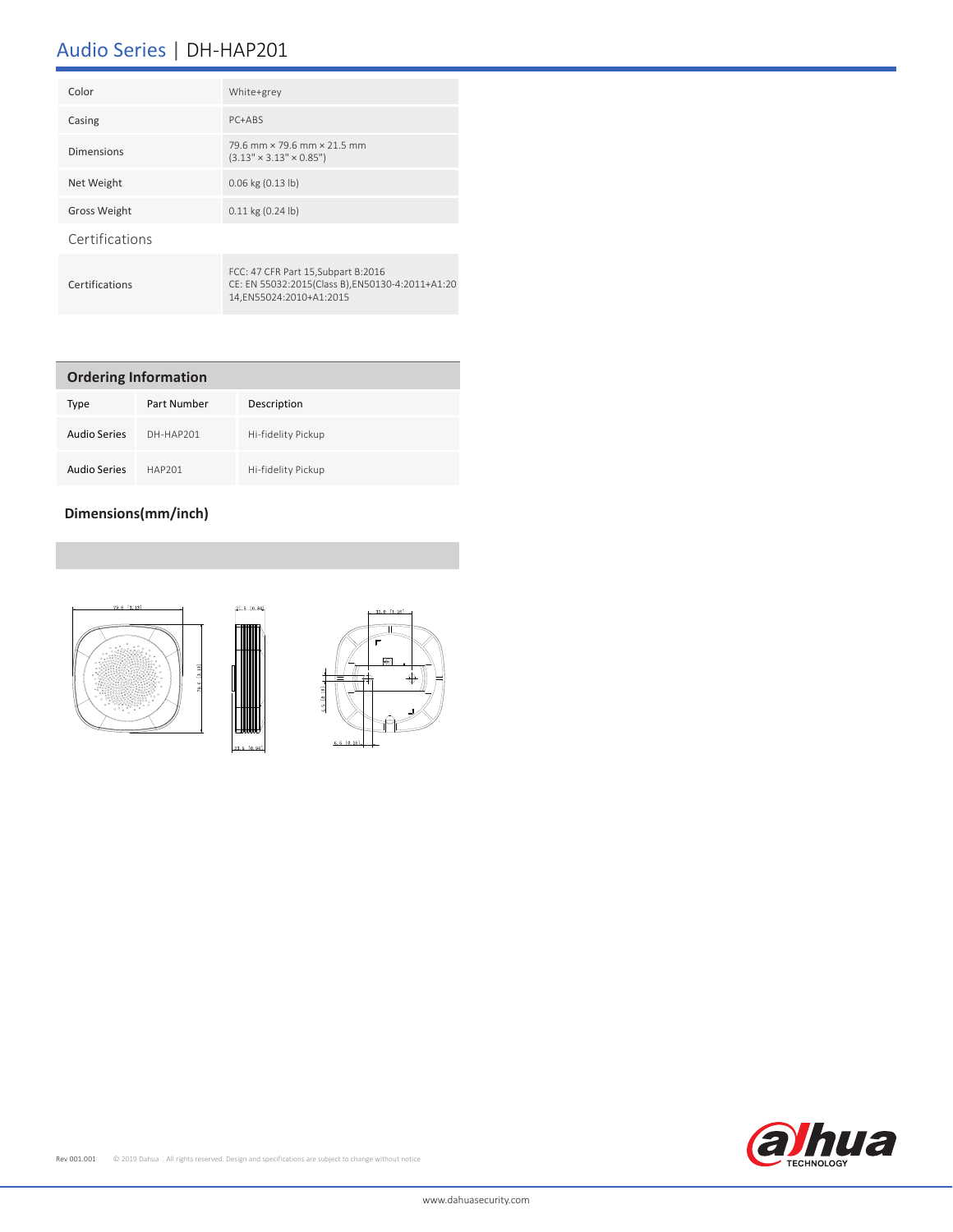# Audio Series | DH-HAP201

| | |
|---|---|
| Color | White+grey |
| Casing | PC+ABS |
| Dimensions | 79.6 mm × 79.6 mm × 21.5 mm (3.13" × 3.13" × 0.85") |
| Net Weight | 0.06 kg (0.13 lb) |
| Gross Weight | 0.11 kg (0.24 lb) |

## Certifications

| | |
|---|---|
| Certifications | FCC: 47 CFR Part 15,Subpart B:2016<br>CE: EN 55032:2015(Class B),EN50130-4:2011+A1:2014,EN55024:2010+A1:2015 |

## Ordering Information

| Type | Part Number | Description |
|---|---|---|
| Audio Series | DH-HAP201 | Hi-fidelity Pickup |
| Audio Series | HAP201 | Hi-fidelity Pickup |

## Dimensions(mm/inch)

79.6 [3.13]

79.6 [3.13]

21.5 [0.84]

23.9 [0.94]

33.0 [1.30]

6.5 [0.26]

6.5 [0.26]

Rev 001.001 © 2019 Dahua . All rights reserved. Design and specifications are subject to change without notice

www.dahuasecurity.com